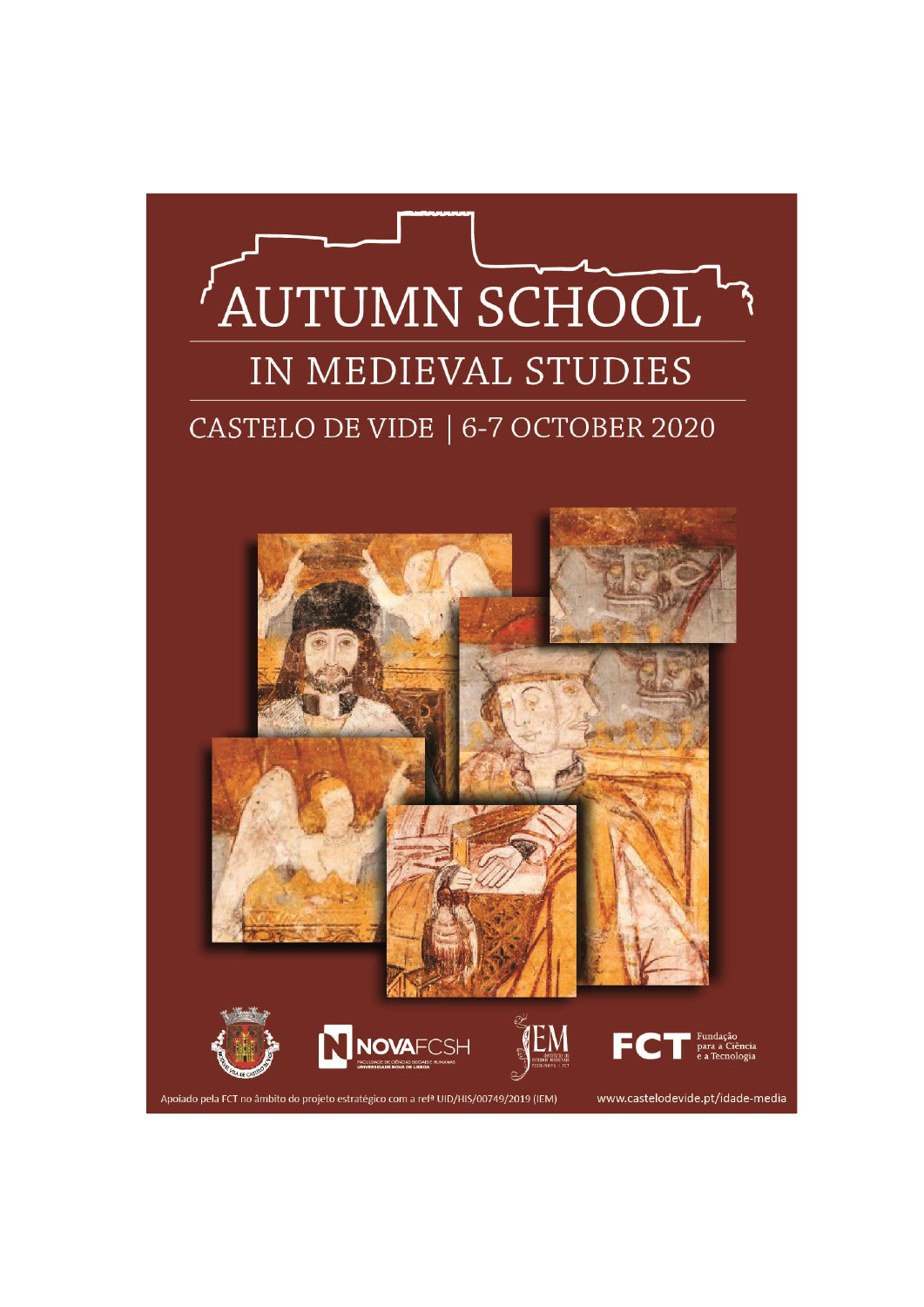# AUTUMN SCHOOL

## IN MEDIEVAL STUDIES

### CASTELO DE VIDE | 6-7 OCTOBER 2020

NOVAFCSH

FACULDADE DE CIÊNCIAS SOCIAIS E HUMANAS
UNIVERSIDADE NOVA DE LISBOA

IEM

FCT Fundação para a Ciência e a Tecnologia

Apoiado pela FCT no âmbito do projeto estratégico com a refª UID/HIS/00749/2019 (IEM)

www.castelodevide.pt/idade-media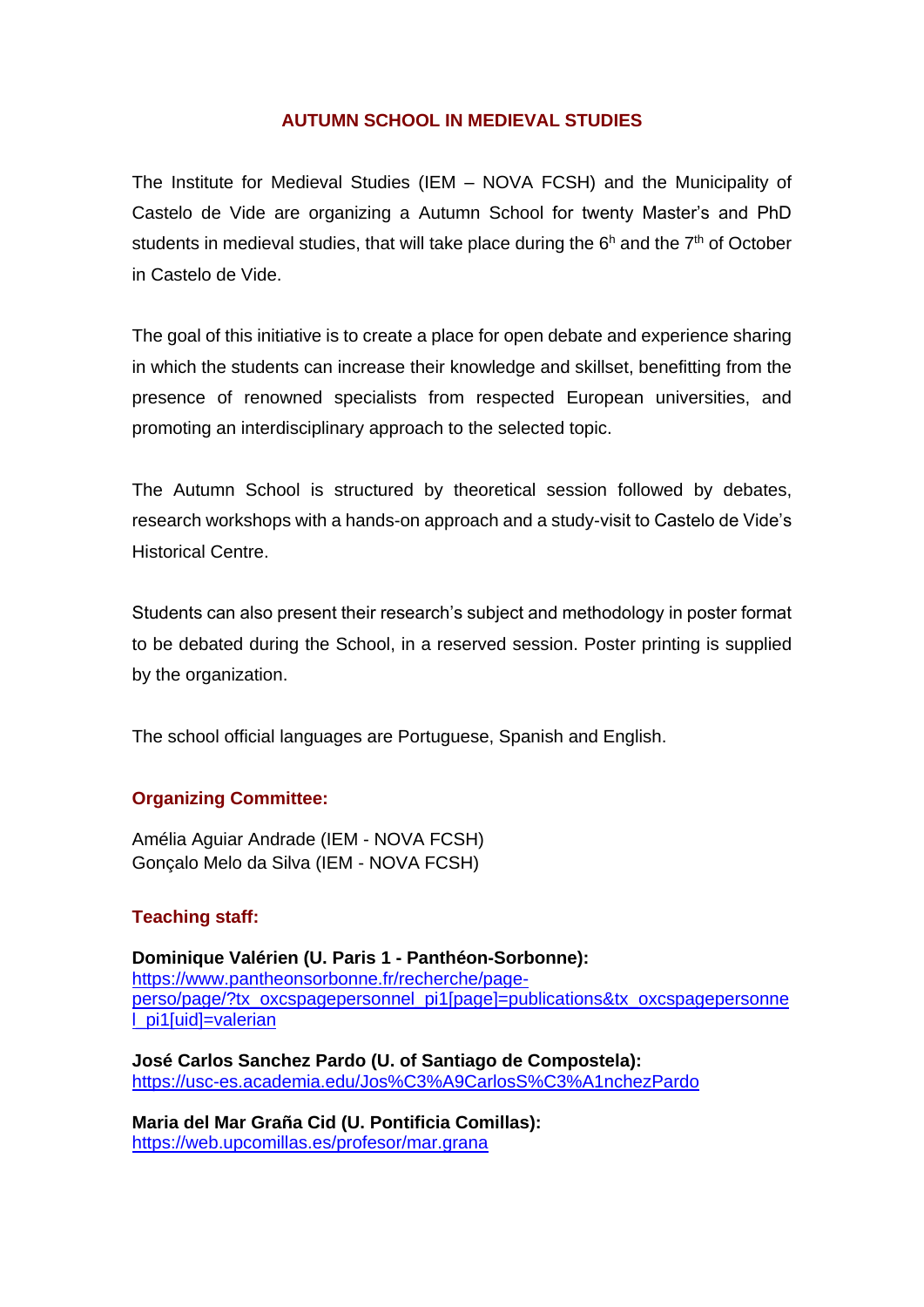# AUTUMN SCHOOL IN MEDIEVAL STUDIES

The Institute for Medieval Studies (IEM – NOVA FCSH) and the Municipality of Castelo de Vide are organizing a Autumn School for twenty Master's and PhD students in medieval studies, that will take place during the 6h and the 7th of October in Castelo de Vide.

The goal of this initiative is to create a place for open debate and experience sharing in which the students can increase their knowledge and skillset, benefitting from the presence of renowned specialists from respected European universities, and promoting an interdisciplinary approach to the selected topic.

The Autumn School is structured by theoretical session followed by debates, research workshops with a hands-on approach and a study-visit to Castelo de Vide's Historical Centre.

Students can also present their research's subject and methodology in poster format to be debated during the School, in a reserved session. Poster printing is supplied by the organization.

The school official languages are Portuguese, Spanish and English.

## Organizing Committee:

Amélia Aguiar Andrade (IEM - NOVA FCSH)
Gonçalo Melo da Silva (IEM - NOVA FCSH)

## Teaching staff:

**Dominique Valérien (U. Paris 1 - Panthéon-Sorbonne):**
https://www.pantheonsorbonne.fr/recherche/page-perso/page/?tx_oxcspagepersonnel_pi1[page]=publications&tx_oxcspagepersonnel_pi1[uid]=valerian

**José Carlos Sanchez Pardo (U. of Santiago de Compostela):**
https://usc-es.academia.edu/Jos%C3%A9CarlosS%C3%A1nchezPardo

**Maria del Mar Graña Cid (U. Pontificia Comillas):**
https://web.upcomillas.es/profesor/mar.grana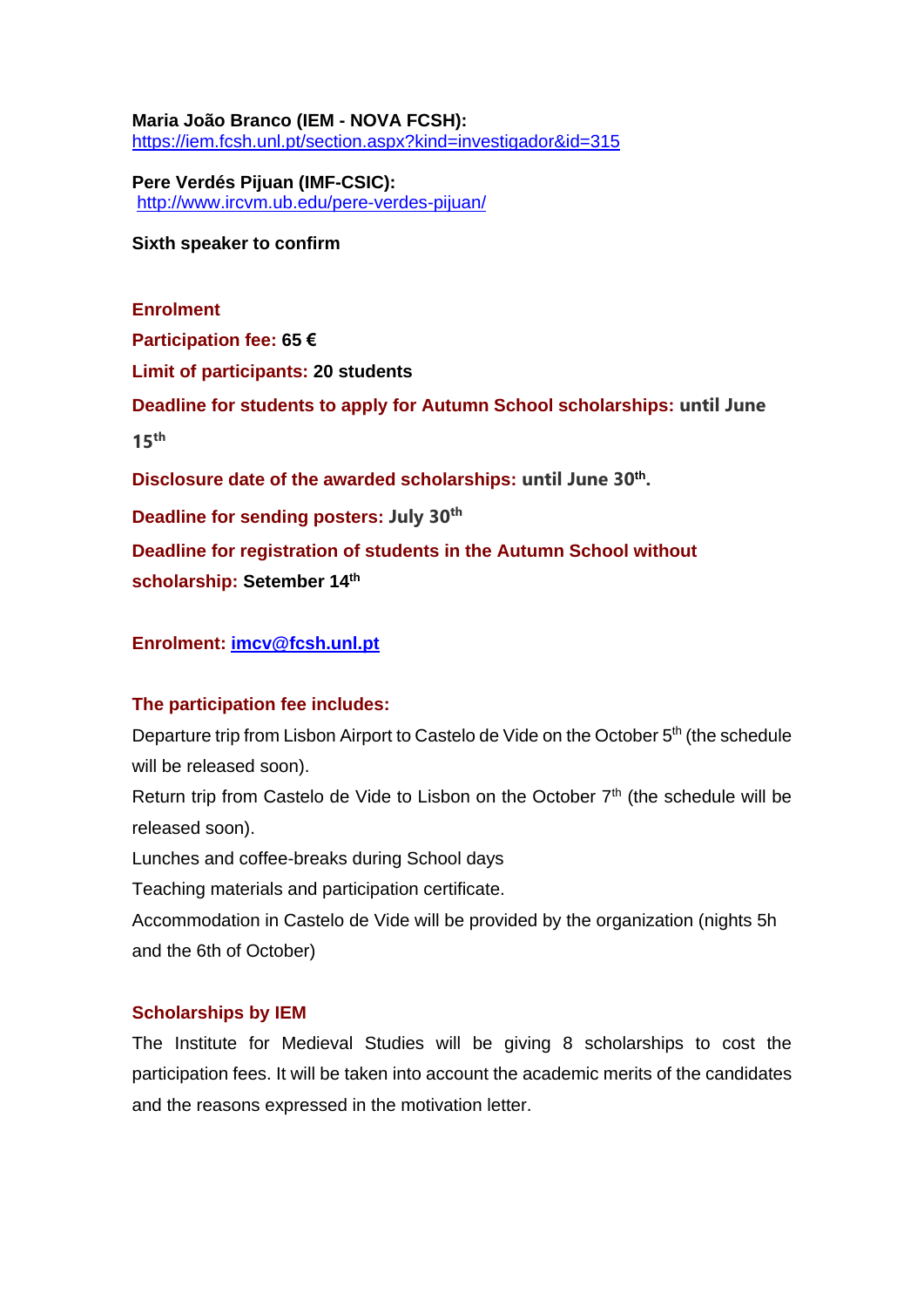**Maria João Branco (IEM - NOVA FCSH):**
https://iem.fcsh.unl.pt/section.aspx?kind=investigador&id=315

**Pere Verdés Pijuan (IMF-CSIC):**
http://www.ircvm.ub.edu/pere-verdes-pijuan/

**Sixth speaker to confirm**

**Enrolment**

**Participation fee: 65 €**

**Limit of participants: 20 students**

**Deadline for students to apply for Autumn School scholarships: until June 15th**

**Disclosure date of the awarded scholarships: until June 30th.**

**Deadline for sending posters: July 30th**

**Deadline for registration of students in the Autumn School without scholarship: Setember 14th**

**Enrolment: imcv@fcsh.unl.pt**

**The participation fee includes:**

Departure trip from Lisbon Airport to Castelo de Vide on the October 5th (the schedule will be released soon).

Return trip from Castelo de Vide to Lisbon on the October 7th (the schedule will be released soon).

Lunches and coffee-breaks during School days

Teaching materials and participation certificate.

Accommodation in Castelo de Vide will be provided by the organization (nights 5h and the 6th of October)

**Scholarships by IEM**

The Institute for Medieval Studies will be giving 8 scholarships to cost the participation fees. It will be taken into account the academic merits of the candidates and the reasons expressed in the motivation letter.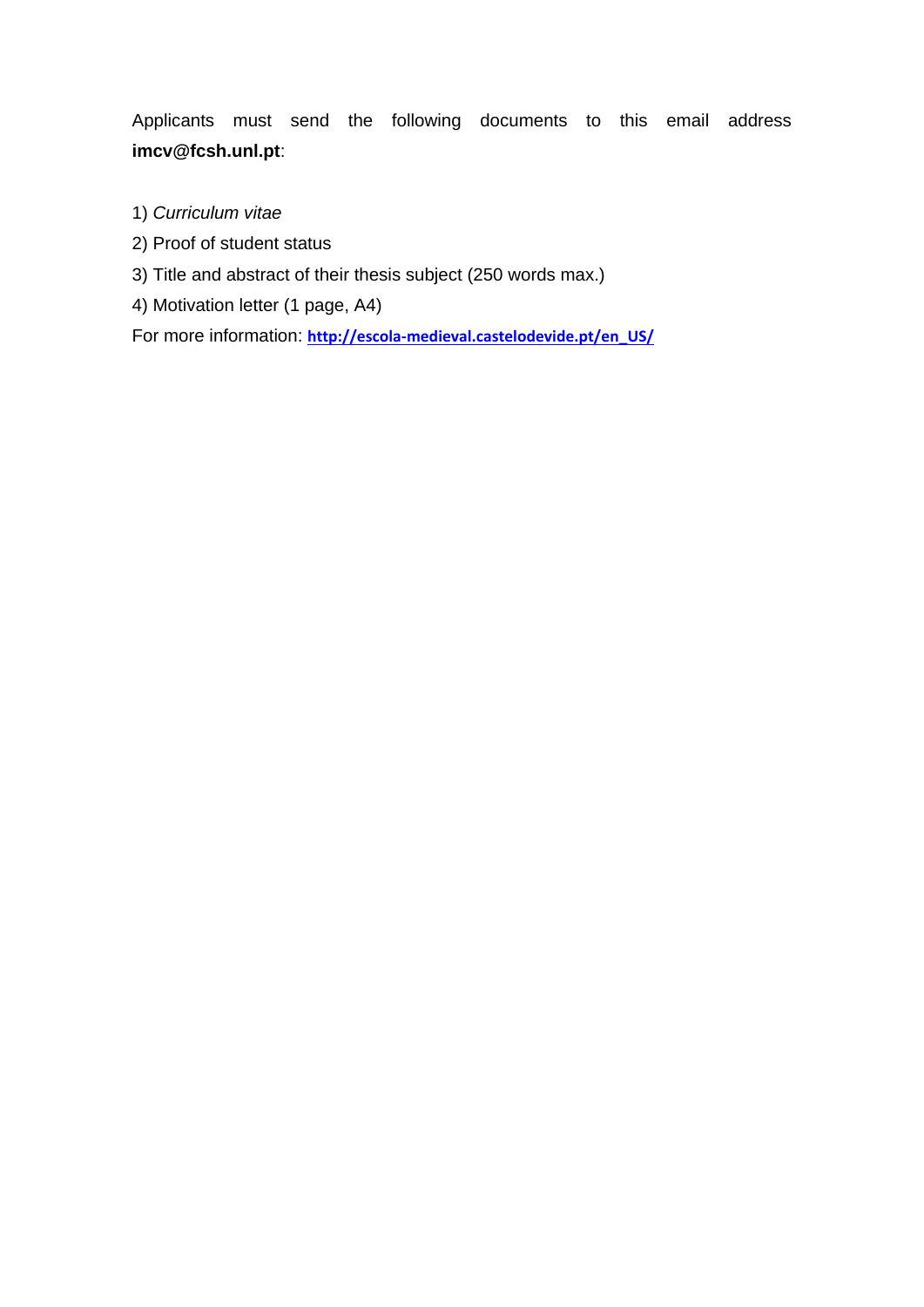Applicants must send the following documents to this email address **imcv@fcsh.unl.pt**:

1) *Curriculum vitae*

2) Proof of student status

3) Title and abstract of their thesis subject (250 words max.)

4) Motivation letter (1 page, A4)

For more information: [http://escola-medieval.castelodevide.pt/en_US/](http://escola-medieval.castelodevide.pt/en_US/)